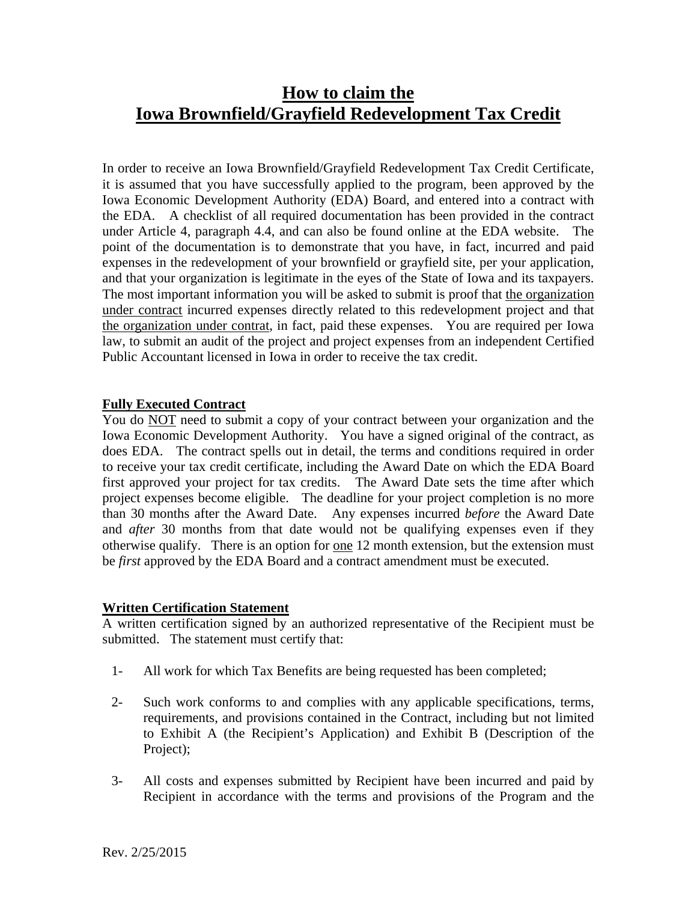# How to claim the Iowa Brownfield/Grayfield Redevelopment Tax Credit

In order to receive an Iowa Brownfield/Grayfield Redevelopment Tax Credit Certificate, it is assumed that you have successfully applied to the program, been approved by the Iowa Economic Development Authority (EDA) Board, and entered into a contract with the EDA. A checklist of all required documentation has been provided in the contract under Article 4, paragraph 4.4, and can also be found online at the EDA website. The point of the documentation is to demonstrate that you have, in fact, incurred and paid expenses in the redevelopment of your brownfield or grayfield site, per your application, and that your organization is legitimate in the eyes of the State of Iowa and its taxpayers. The most important information you will be asked to submit is proof that <u>the organization under contract</u> incurred expenses directly related to this redevelopment project and that <u>the organization under contrat</u>, in fact, paid these expenses. You are required per Iowa law, to submit an audit of the project and project expenses from an independent Certified Public Accountant licensed in Iowa in order to receive the tax credit.

**Fully Executed Contract**

You do <u>NOT</u> need to submit a copy of your contract between your organization and the Iowa Economic Development Authority. You have a signed original of the contract, as does EDA. The contract spells out in detail, the terms and conditions required in order to receive your tax credit certificate, including the Award Date on which the EDA Board first approved your project for tax credits. The Award Date sets the time after which project expenses become eligible. The deadline for your project completion is no more than 30 months after the Award Date. Any expenses incurred *before* the Award Date and *after* 30 months from that date would not be qualifying expenses even if they otherwise qualify. There is an option for <u>one</u> 12 month extension, but the extension must be *first* approved by the EDA Board and a contract amendment must be executed.

**Written Certification Statement**

A written certification signed by an authorized representative of the Recipient must be submitted. The statement must certify that:

1- All work for which Tax Benefits are being requested has been completed;

2- Such work conforms to and complies with any applicable specifications, terms, requirements, and provisions contained in the Contract, including but not limited to Exhibit A (the Recipient's Application) and Exhibit B (Description of the Project);

3- All costs and expenses submitted by Recipient have been incurred and paid by Recipient in accordance with the terms and provisions of the Program and the

Rev. 2/25/2015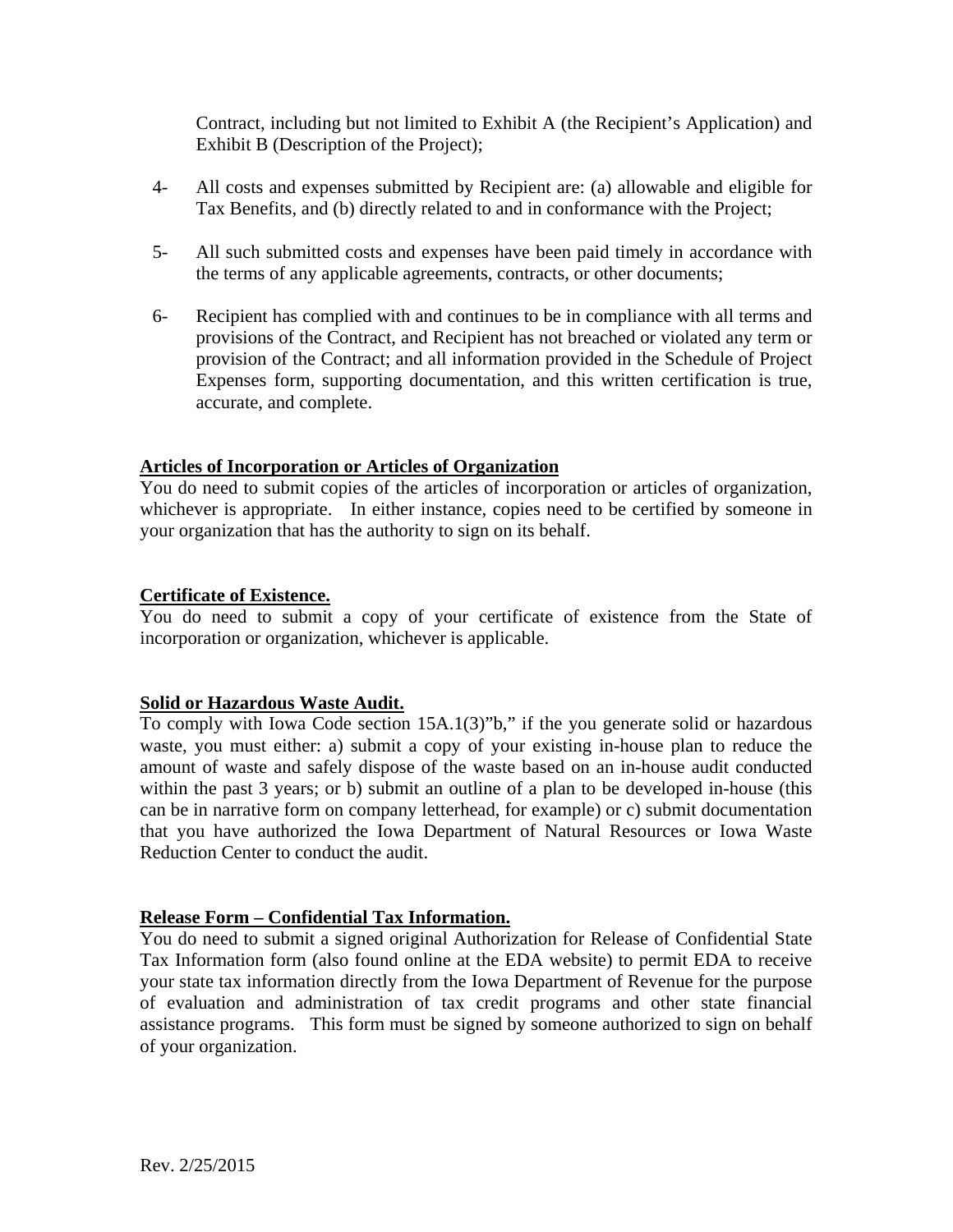Contract, including but not limited to Exhibit A (the Recipient's Application) and Exhibit B (Description of the Project);

4- All costs and expenses submitted by Recipient are: (a) allowable and eligible for Tax Benefits, and (b) directly related to and in conformance with the Project;

5- All such submitted costs and expenses have been paid timely in accordance with the terms of any applicable agreements, contracts, or other documents;

6- Recipient has complied with and continues to be in compliance with all terms and provisions of the Contract, and Recipient has not breached or violated any term or provision of the Contract; and all information provided in the Schedule of Project Expenses form, supporting documentation, and this written certification is true, accurate, and complete.

**Articles of Incorporation or Articles of Organization**

You do need to submit copies of the articles of incorporation or articles of organization, whichever is appropriate. In either instance, copies need to be certified by someone in your organization that has the authority to sign on its behalf.

**Certificate of Existence.**

You do need to submit a copy of your certificate of existence from the State of incorporation or organization, whichever is applicable.

**Solid or Hazardous Waste Audit.**

To comply with Iowa Code section 15A.1(3)"b," if the you generate solid or hazardous waste, you must either: a) submit a copy of your existing in-house plan to reduce the amount of waste and safely dispose of the waste based on an in-house audit conducted within the past 3 years; or b) submit an outline of a plan to be developed in-house (this can be in narrative form on company letterhead, for example) or c) submit documentation that you have authorized the Iowa Department of Natural Resources or Iowa Waste Reduction Center to conduct the audit.

**Release Form – Confidential Tax Information.**

You do need to submit a signed original Authorization for Release of Confidential State Tax Information form (also found online at the EDA website) to permit EDA to receive your state tax information directly from the Iowa Department of Revenue for the purpose of evaluation and administration of tax credit programs and other state financial assistance programs. This form must be signed by someone authorized to sign on behalf of your organization.

Rev. 2/25/2015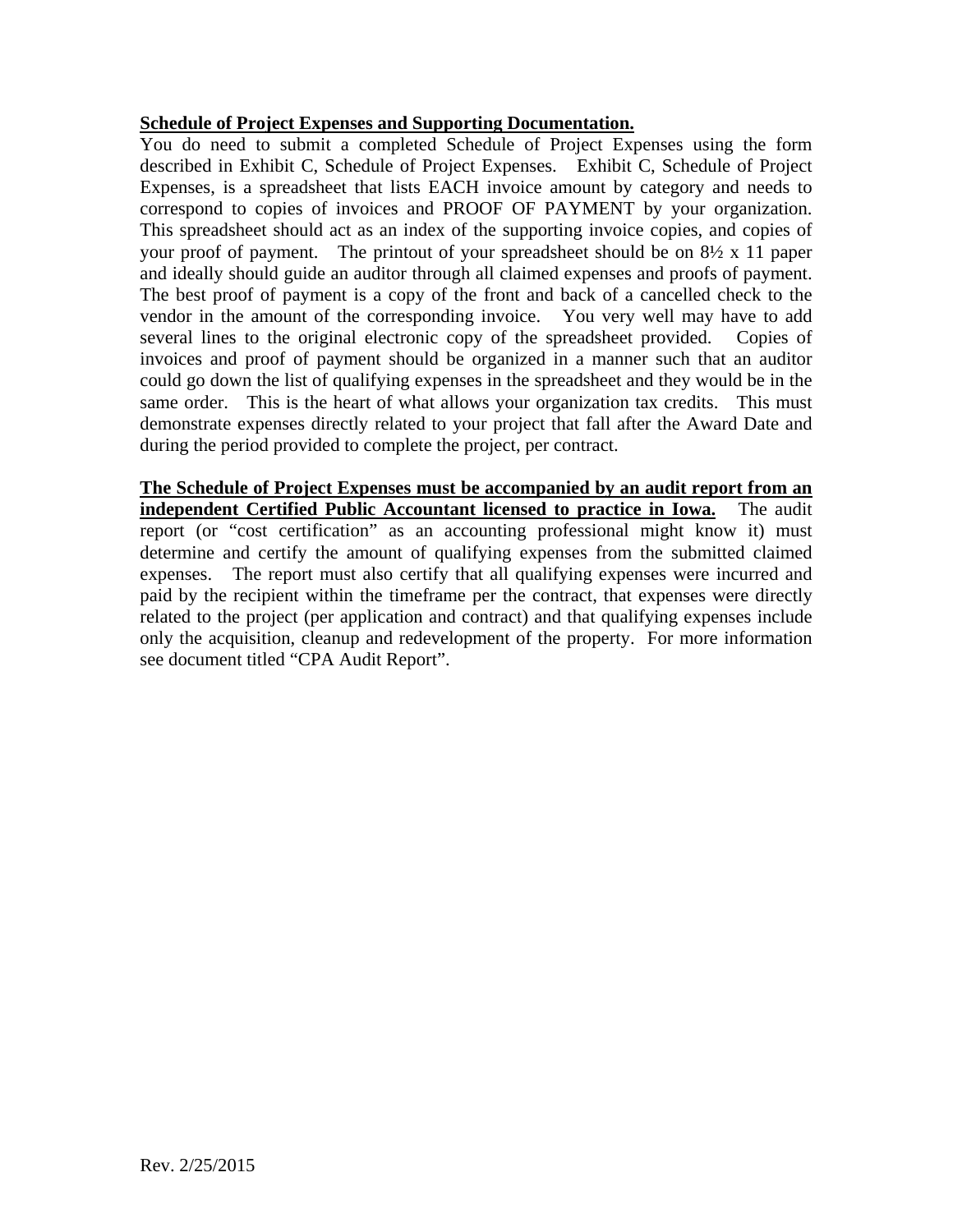**Schedule of Project Expenses and Supporting Documentation.**

You do need to submit a completed Schedule of Project Expenses using the form described in Exhibit C, Schedule of Project Expenses. Exhibit C, Schedule of Project Expenses, is a spreadsheet that lists EACH invoice amount by category and needs to correspond to copies of invoices and PROOF OF PAYMENT by your organization. This spreadsheet should act as an index of the supporting invoice copies, and copies of your proof of payment. The printout of your spreadsheet should be on 8½ x 11 paper and ideally should guide an auditor through all claimed expenses and proofs of payment. The best proof of payment is a copy of the front and back of a cancelled check to the vendor in the amount of the corresponding invoice. You very well may have to add several lines to the original electronic copy of the spreadsheet provided. Copies of invoices and proof of payment should be organized in a manner such that an auditor could go down the list of qualifying expenses in the spreadsheet and they would be in the same order. This is the heart of what allows your organization tax credits. This must demonstrate expenses directly related to your project that fall after the Award Date and during the period provided to complete the project, per contract.

**The Schedule of Project Expenses must be accompanied by an audit report from an independent Certified Public Accountant licensed to practice in Iowa.** The audit report (or "cost certification" as an accounting professional might know it) must determine and certify the amount of qualifying expenses from the submitted claimed expenses. The report must also certify that all qualifying expenses were incurred and paid by the recipient within the timeframe per the contract, that expenses were directly related to the project (per application and contract) and that qualifying expenses include only the acquisition, cleanup and redevelopment of the property. For more information see document titled "CPA Audit Report".